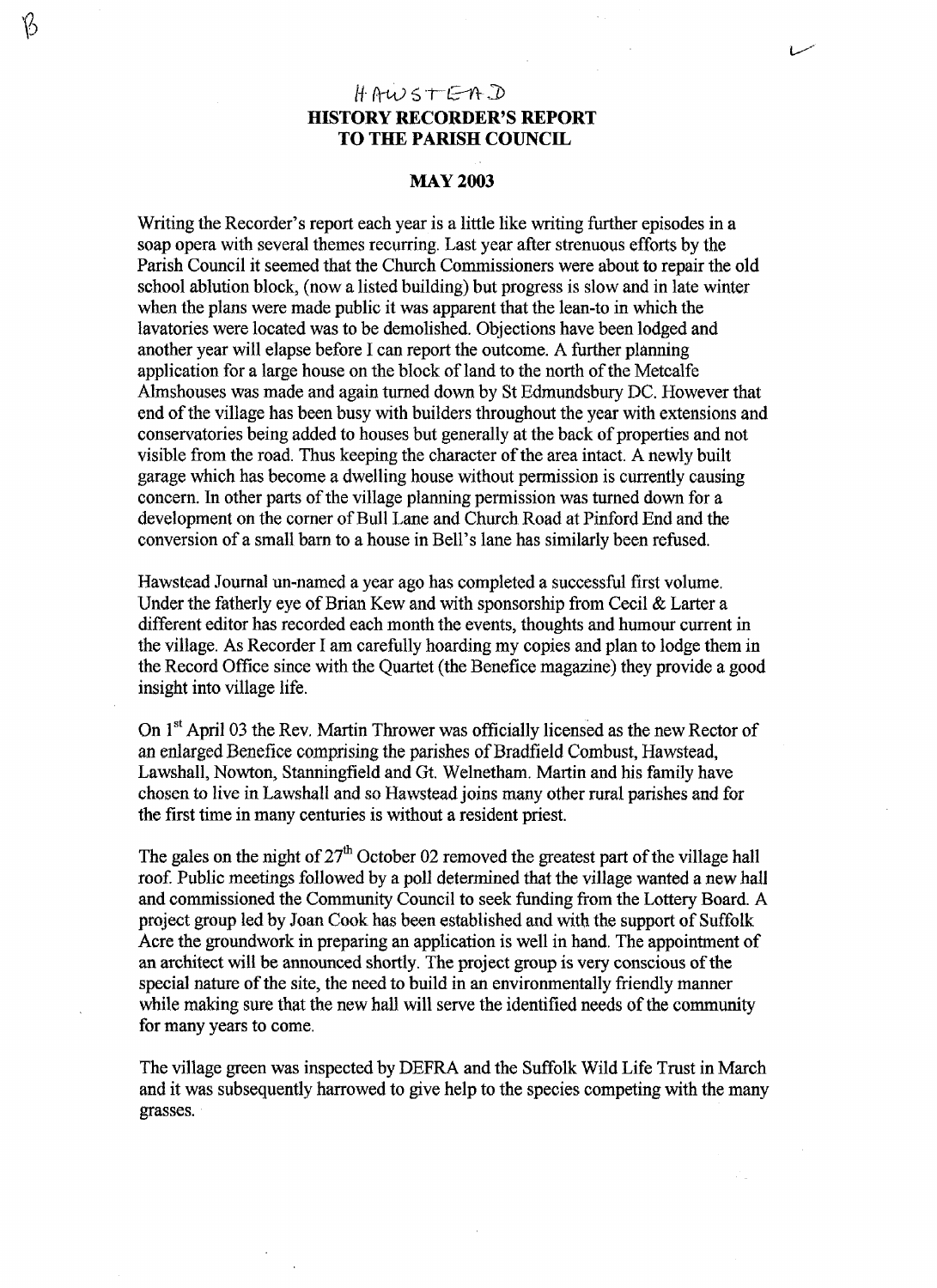HAWSTEAD

# HISTORY RECORDER'S REPORT TO THE PARISH COUNCIL

## MAY 2003

Writing the Recorder's report each year is a little like writing further episodes in a soap opera with several themes recurring. Last year after strenuous efforts by the Parish Council it seemed that the Church Commissioners were about to repair the old school ablution block, (now a listed building) but progress is slow and in late winter when the plans were made public it was apparent that the lean-to in which the lavatories were located was to be demolished. Objections have been lodged and another year will elapse before I can report the outcome. A further planning application for a large house on the block of land to the north of the Metcalfe Almshouses was made and again turned down by St Edmundsbury DC. However that end of the village has been busy with builders throughout the year with extensions and conservatories being added to houses but generally at the back of properties and not visible from the road. Thus keeping the character of the area intact. A newly built garage which has become a dwelling house without permission is currently causing concern. In other parts of the village planning permission was turned down for a development on the corner of Bull Lane and Church Road at Pinford End and the conversion of a small barn to a house in Bell's lane has similarly been refused.

Hawstead Journal un-named a year ago has completed a successful first volume. Under the fatherly eye of Brian Kew and with sponsorship from Cecil & Larter a different editor has recorded each month the events, thoughts and humour current in the village. As Recorder I am carefully hoarding my copies and plan to lodge them in the Record Office since with the Quartet (the Benefice magazine) they provide a good insight into village life.

On 1st April 03 the Rev. Martin Thrower was officially licensed as the new Rector of an enlarged Benefice comprising the parishes of Bradfield Combust, Hawstead, Lawshall, Nowton, Stanningfield and Gt. Welnetham. Martin and his family have chosen to live in Lawshall and so Hawstead joins many other rural parishes and for the first time in many centuries is without a resident priest.

The gales on the night of 27th October 02 removed the greatest part of the village hall roof. Public meetings followed by a poll determined that the village wanted a new hall and commissioned the Community Council to seek funding from the Lottery Board. A project group led by Joan Cook has been established and with the support of Suffolk Acre the groundwork in preparing an application is well in hand. The appointment of an architect will be announced shortly. The project group is very conscious of the special nature of the site, the need to build in an environmentally friendly manner while making sure that the new hall will serve the identified needs of the community for many years to come.

The village green was inspected by DEFRA and the Suffolk Wild Life Trust in March and it was subsequently harrowed to give help to the species competing with the many grasses.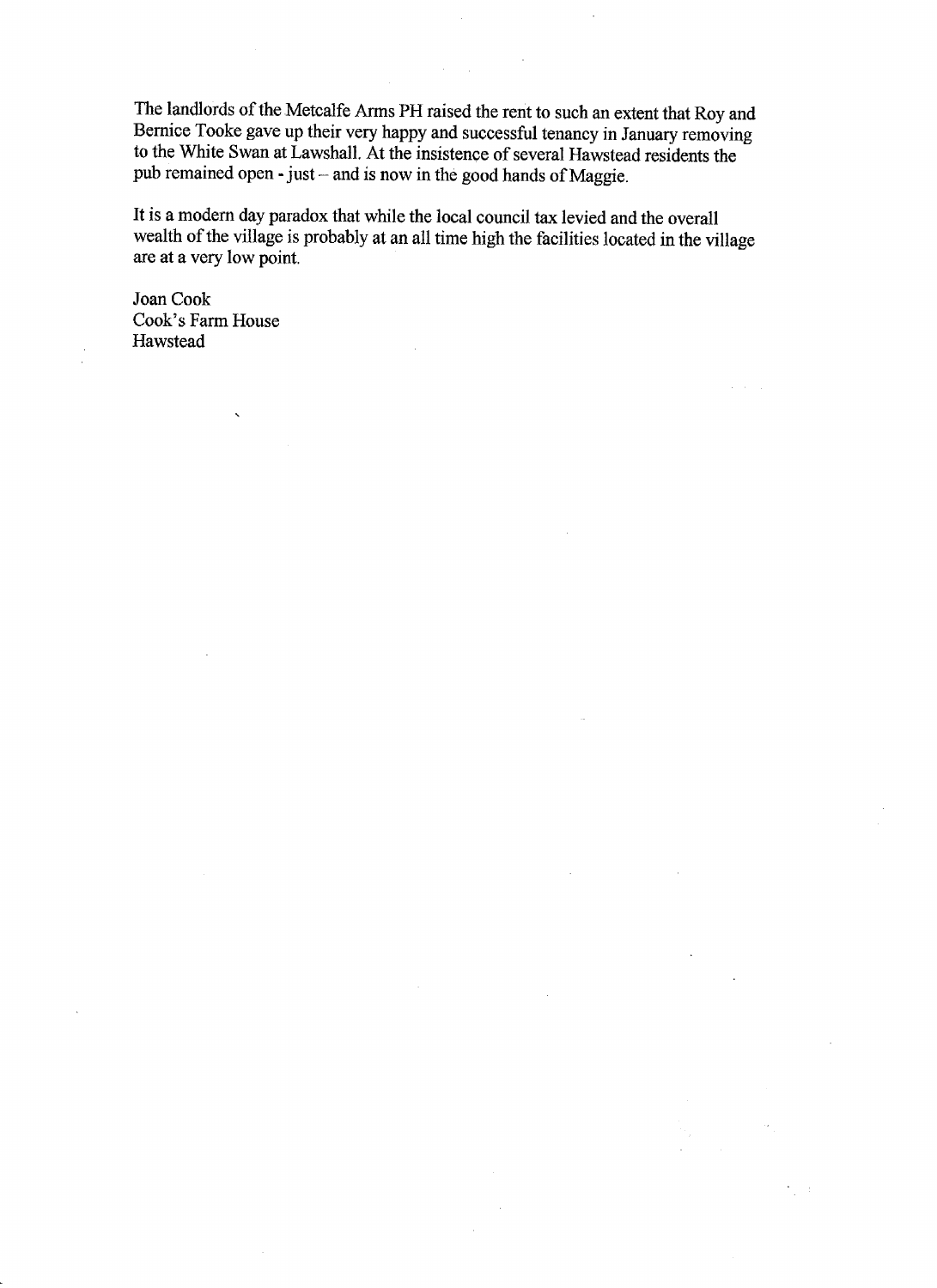The landlords of the Metcalfe Arms PH raised the rent to such an extent that Roy and Bernice Tooke gave up their very happy and successful tenancy in January removing to the White Swan at Lawshall. At the insistence of several Hawstead residents the pub remained open - just – and is now in the good hands of Maggie.

It is a modern day paradox that while the local council tax levied and the overall wealth of the village is probably at an all time high the facilities located in the village are at a very low point.

Joan Cook
Cook's Farm House
Hawstead